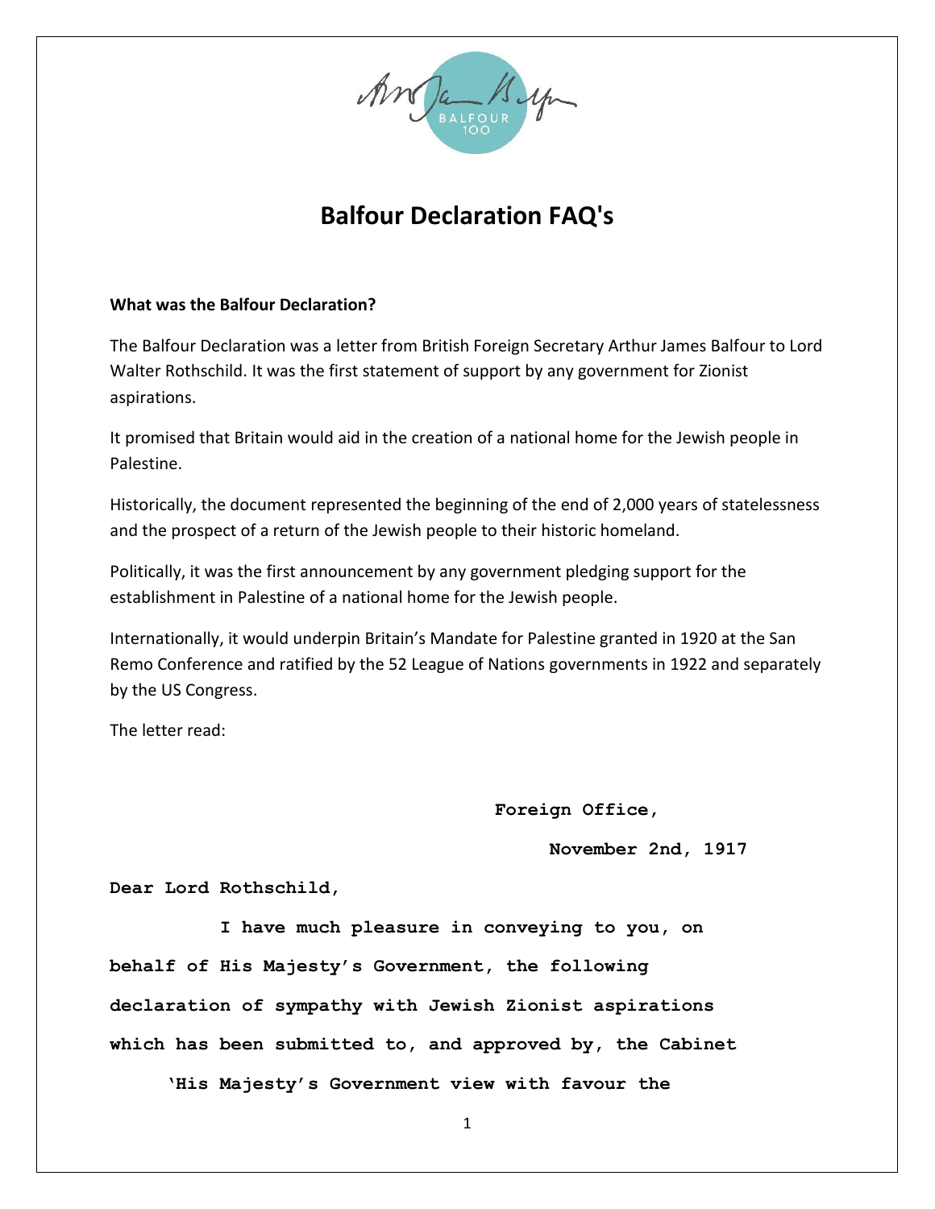# Balfour Declaration FAQ's

**What was the Balfour Declaration?**

The Balfour Declaration was a letter from British Foreign Secretary Arthur James Balfour to Lord Walter Rothschild. It was the first statement of support by any government for Zionist aspirations.

It promised that Britain would aid in the creation of a national home for the Jewish people in Palestine.

Historically, the document represented the beginning of the end of 2,000 years of statelessness and the prospect of a return of the Jewish people to their historic homeland.

Politically, it was the first announcement by any government pledging support for the establishment in Palestine of a national home for the Jewish people.

Internationally, it would underpin Britain's Mandate for Palestine granted in 1920 at the San Remo Conference and ratified by the 52 League of Nations governments in 1922 and separately by the US Congress.

The letter read:

**Foreign Office,**

**November 2nd, 1917**

**Dear Lord Rothschild,**

**I have much pleasure in conveying to you, on behalf of His Majesty's Government, the following declaration of sympathy with Jewish Zionist aspirations which has been submitted to, and approved by, the Cabinet**

**'His Majesty's Government view with favour the**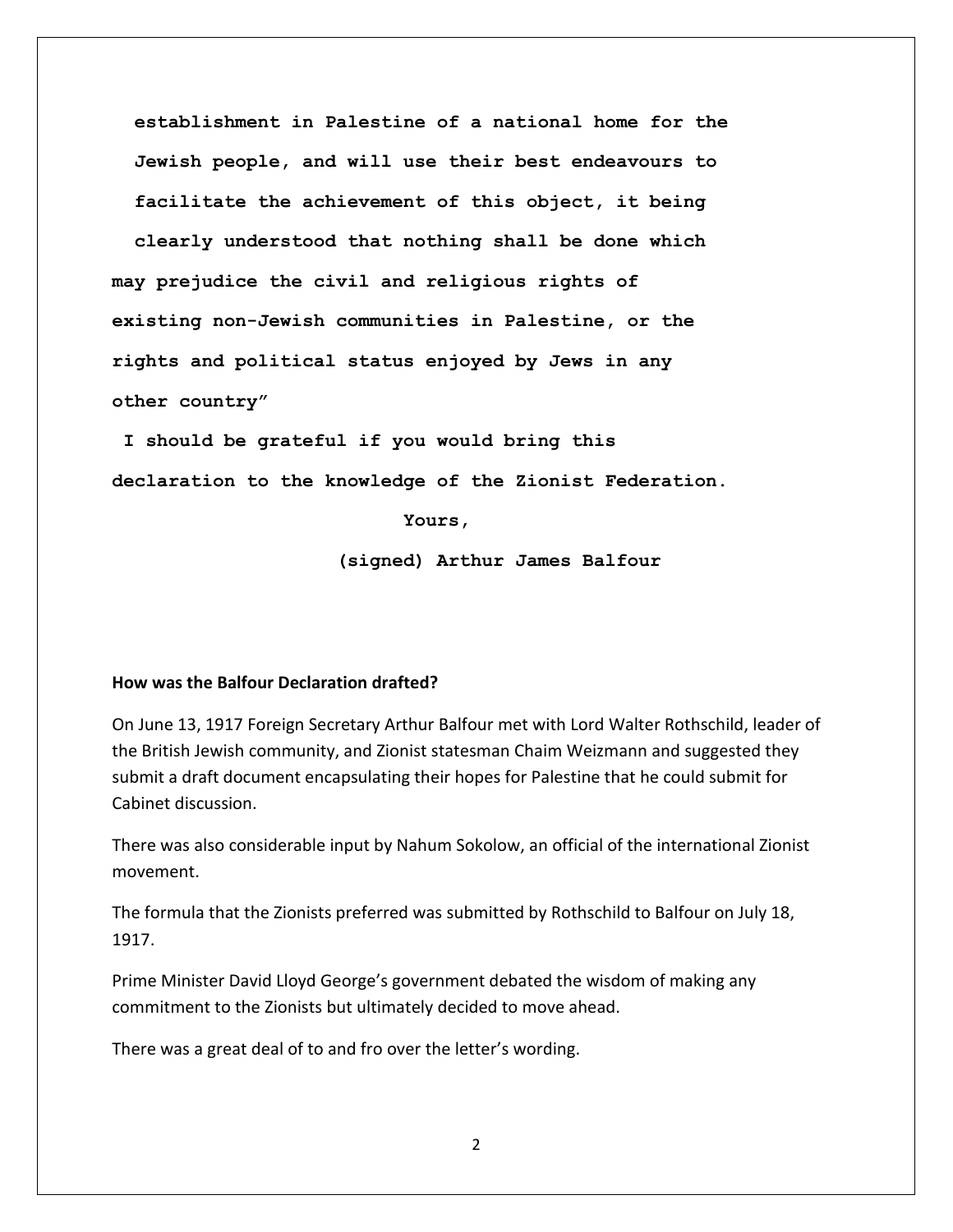**establishment in Palestine of a national home for the Jewish people, and will use their best endeavours to facilitate the achievement of this object, it being clearly understood that nothing shall be done which may prejudice the civil and religious rights of existing non-Jewish communities in Palestine, or the rights and political status enjoyed by Jews in any other country"**

**I should be grateful if you would bring this declaration to the knowledge of the Zionist Federation.**

**Yours,**

**(signed) Arthur James Balfour**

**How was the Balfour Declaration drafted?**

On June 13, 1917 Foreign Secretary Arthur Balfour met with Lord Walter Rothschild, leader of the British Jewish community, and Zionist statesman Chaim Weizmann and suggested they submit a draft document encapsulating their hopes for Palestine that he could submit for Cabinet discussion.

There was also considerable input by Nahum Sokolow, an official of the international Zionist movement.

The formula that the Zionists preferred was submitted by Rothschild to Balfour on July 18, 1917.

Prime Minister David Lloyd George's government debated the wisdom of making any commitment to the Zionists but ultimately decided to move ahead.

There was a great deal of to and fro over the letter's wording.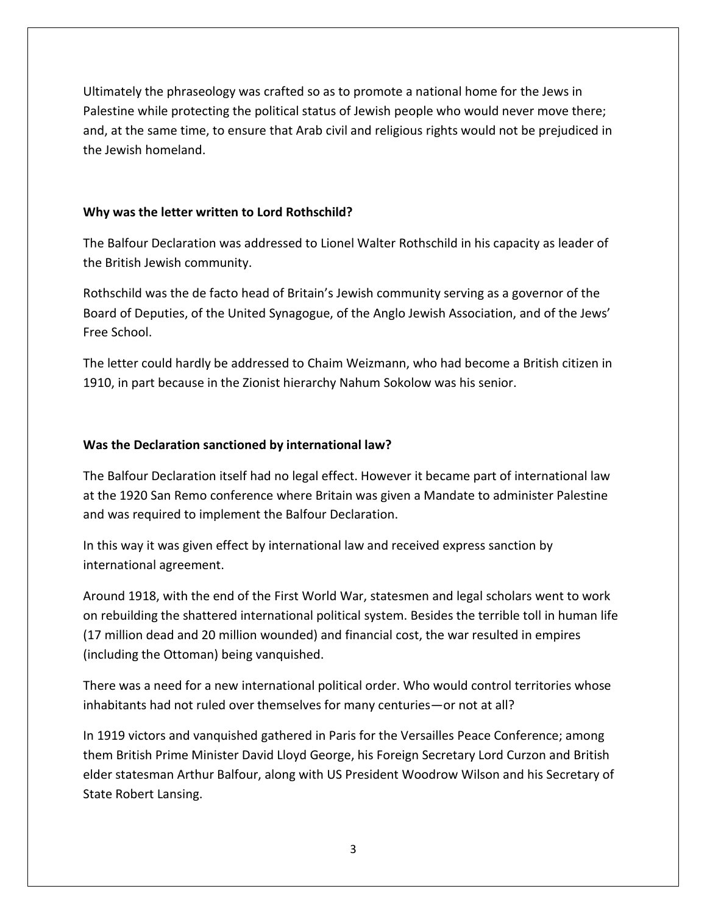Ultimately the phraseology was crafted so as to promote a national home for the Jews in Palestine while protecting the political status of Jewish people who would never move there; and, at the same time, to ensure that Arab civil and religious rights would not be prejudiced in the Jewish homeland.

**Why was the letter written to Lord Rothschild?**

The Balfour Declaration was addressed to Lionel Walter Rothschild in his capacity as leader of the British Jewish community.

Rothschild was the de facto head of Britain's Jewish community serving as a governor of the Board of Deputies, of the United Synagogue, of the Anglo Jewish Association, and of the Jews' Free School.

The letter could hardly be addressed to Chaim Weizmann, who had become a British citizen in 1910, in part because in the Zionist hierarchy Nahum Sokolow was his senior.

**Was the Declaration sanctioned by international law?**

The Balfour Declaration itself had no legal effect. However it became part of international law at the 1920 San Remo conference where Britain was given a Mandate to administer Palestine and was required to implement the Balfour Declaration.

In this way it was given effect by international law and received express sanction by international agreement.

Around 1918, with the end of the First World War, statesmen and legal scholars went to work on rebuilding the shattered international political system. Besides the terrible toll in human life (17 million dead and 20 million wounded) and financial cost, the war resulted in empires (including the Ottoman) being vanquished.

There was a need for a new international political order. Who would control territories whose inhabitants had not ruled over themselves for many centuries—or not at all?

In 1919 victors and vanquished gathered in Paris for the Versailles Peace Conference; among them British Prime Minister David Lloyd George, his Foreign Secretary Lord Curzon and British elder statesman Arthur Balfour, along with US President Woodrow Wilson and his Secretary of State Robert Lansing.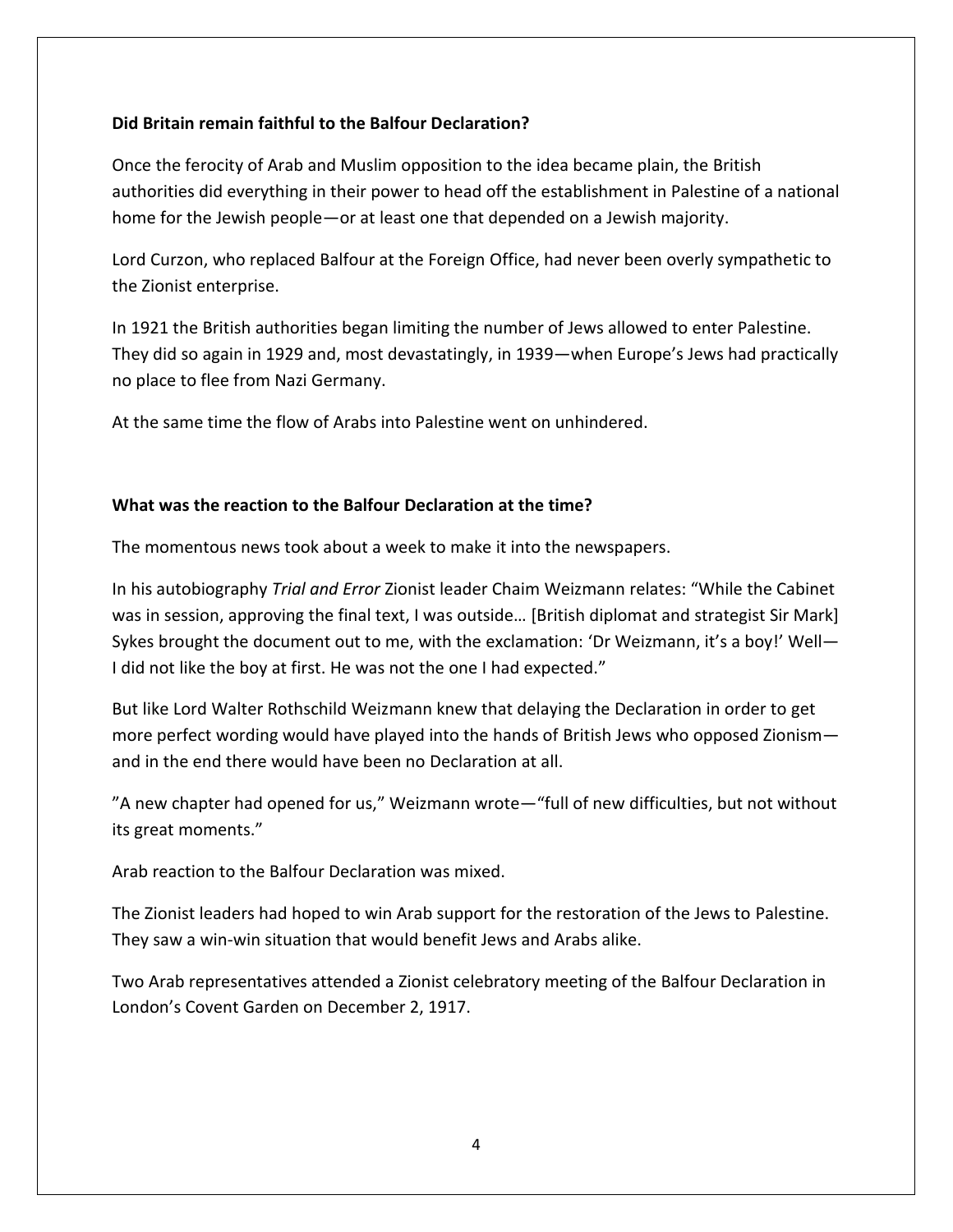**Did Britain remain faithful to the Balfour Declaration?**

Once the ferocity of Arab and Muslim opposition to the idea became plain, the British authorities did everything in their power to head off the establishment in Palestine of a national home for the Jewish people—or at least one that depended on a Jewish majority.

Lord Curzon, who replaced Balfour at the Foreign Office, had never been overly sympathetic to the Zionist enterprise.

In 1921 the British authorities began limiting the number of Jews allowed to enter Palestine. They did so again in 1929 and, most devastatingly, in 1939—when Europe's Jews had practically no place to flee from Nazi Germany.

At the same time the flow of Arabs into Palestine went on unhindered.

**What was the reaction to the Balfour Declaration at the time?**

The momentous news took about a week to make it into the newspapers.

In his autobiography *Trial and Error* Zionist leader Chaim Weizmann relates: "While the Cabinet was in session, approving the final text, I was outside… [British diplomat and strategist Sir Mark] Sykes brought the document out to me, with the exclamation: 'Dr Weizmann, it's a boy!' Well—I did not like the boy at first. He was not the one I had expected."

But like Lord Walter Rothschild Weizmann knew that delaying the Declaration in order to get more perfect wording would have played into the hands of British Jews who opposed Zionism—and in the end there would have been no Declaration at all.

"A new chapter had opened for us," Weizmann wrote—"full of new difficulties, but not without its great moments."

Arab reaction to the Balfour Declaration was mixed.

The Zionist leaders had hoped to win Arab support for the restoration of the Jews to Palestine. They saw a win-win situation that would benefit Jews and Arabs alike.

Two Arab representatives attended a Zionist celebratory meeting of the Balfour Declaration in London's Covent Garden on December 2, 1917.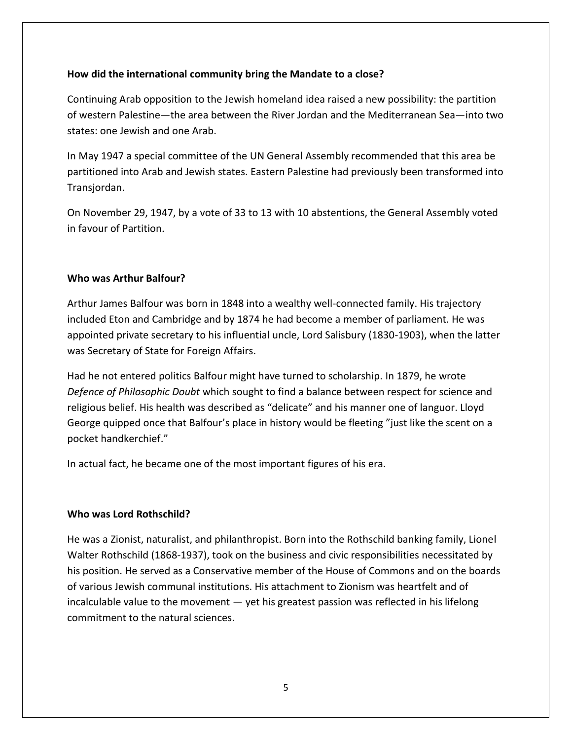**How did the international community bring the Mandate to a close?**

Continuing Arab opposition to the Jewish homeland idea raised a new possibility: the partition of western Palestine—the area between the River Jordan and the Mediterranean Sea—into two states: one Jewish and one Arab.

In May 1947 a special committee of the UN General Assembly recommended that this area be partitioned into Arab and Jewish states. Eastern Palestine had previously been transformed into Transjordan.

On November 29, 1947, by a vote of 33 to 13 with 10 abstentions, the General Assembly voted in favour of Partition.

**Who was Arthur Balfour?**

Arthur James Balfour was born in 1848 into a wealthy well-connected family. His trajectory included Eton and Cambridge and by 1874 he had become a member of parliament. He was appointed private secretary to his influential uncle, Lord Salisbury (1830-1903), when the latter was Secretary of State for Foreign Affairs.

Had he not entered politics Balfour might have turned to scholarship. In 1879, he wrote *Defence of Philosophic Doubt* which sought to find a balance between respect for science and religious belief. His health was described as "delicate" and his manner one of languor. Lloyd George quipped once that Balfour's place in history would be fleeting "just like the scent on a pocket handkerchief."

In actual fact, he became one of the most important figures of his era.

**Who was Lord Rothschild?**

He was a Zionist, naturalist, and philanthropist. Born into the Rothschild banking family, Lionel Walter Rothschild (1868-1937), took on the business and civic responsibilities necessitated by his position. He served as a Conservative member of the House of Commons and on the boards of various Jewish communal institutions. His attachment to Zionism was heartfelt and of incalculable value to the movement — yet his greatest passion was reflected in his lifelong commitment to the natural sciences.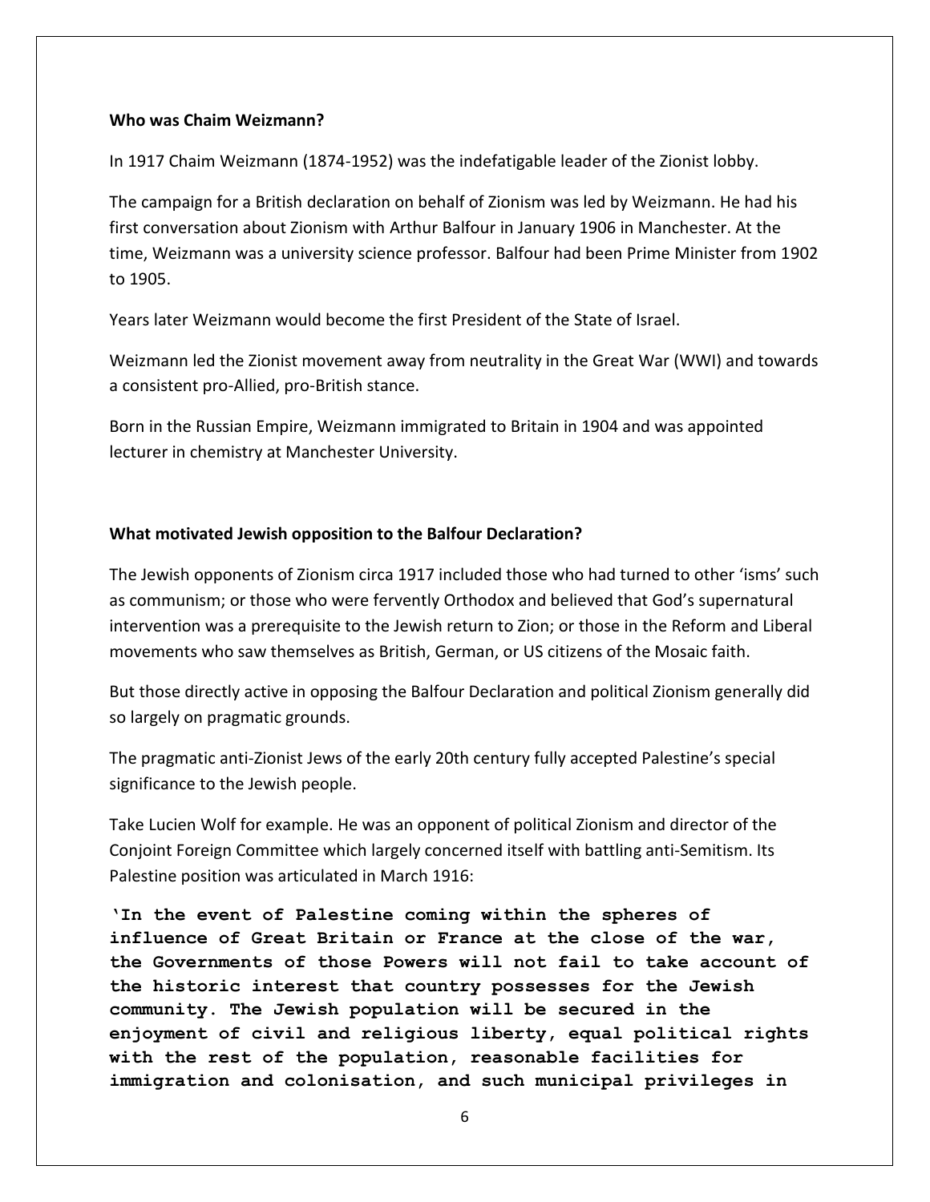**Who was Chaim Weizmann?**

In 1917 Chaim Weizmann (1874-1952) was the indefatigable leader of the Zionist lobby.

The campaign for a British declaration on behalf of Zionism was led by Weizmann. He had his first conversation about Zionism with Arthur Balfour in January 1906 in Manchester. At the time, Weizmann was a university science professor. Balfour had been Prime Minister from 1902 to 1905.

Years later Weizmann would become the first President of the State of Israel.

Weizmann led the Zionist movement away from neutrality in the Great War (WWI) and towards a consistent pro-Allied, pro-British stance.

Born in the Russian Empire, Weizmann immigrated to Britain in 1904 and was appointed lecturer in chemistry at Manchester University.

**What motivated Jewish opposition to the Balfour Declaration?**

The Jewish opponents of Zionism circa 1917 included those who had turned to other 'isms' such as communism; or those who were fervently Orthodox and believed that God's supernatural intervention was a prerequisite to the Jewish return to Zion; or those in the Reform and Liberal movements who saw themselves as British, German, or US citizens of the Mosaic faith.

But those directly active in opposing the Balfour Declaration and political Zionism generally did so largely on pragmatic grounds.

The pragmatic anti-Zionist Jews of the early 20th century fully accepted Palestine's special significance to the Jewish people.

Take Lucien Wolf for example. He was an opponent of political Zionism and director of the Conjoint Foreign Committee which largely concerned itself with battling anti-Semitism. Its Palestine position was articulated in March 1916:

**'In the event of Palestine coming within the spheres of influence of Great Britain or France at the close of the war, the Governments of those Powers will not fail to take account of the historic interest that country possesses for the Jewish community. The Jewish population will be secured in the enjoyment of civil and religious liberty, equal political rights with the rest of the population, reasonable facilities for immigration and colonisation, and such municipal privileges in**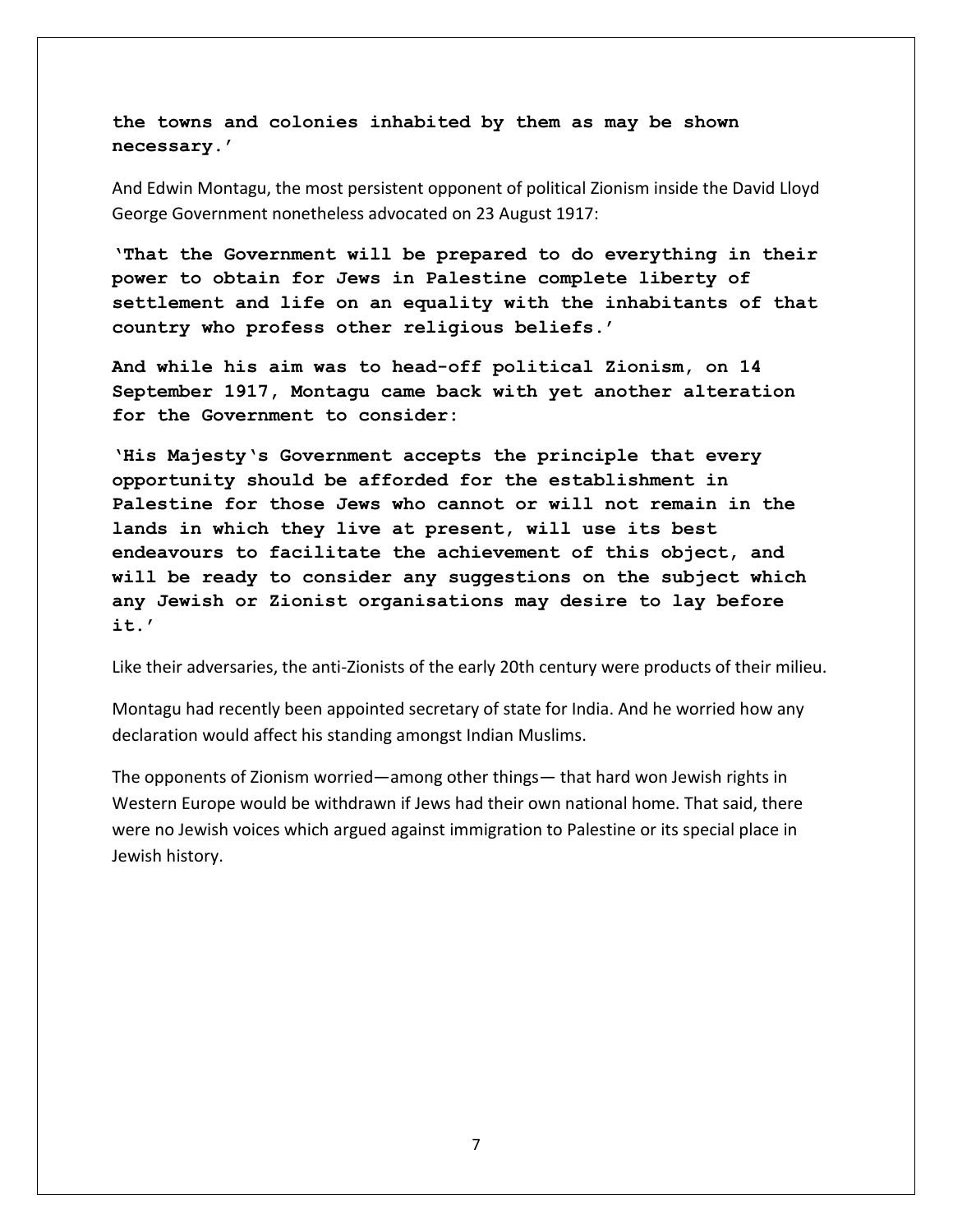**the towns and colonies inhabited by them as may be shown necessary.'**

And Edwin Montagu, the most persistent opponent of political Zionism inside the David Lloyd George Government nonetheless advocated on 23 August 1917:

**'That the Government will be prepared to do everything in their power to obtain for Jews in Palestine complete liberty of settlement and life on an equality with the inhabitants of that country who profess other religious beliefs.'**

**And while his aim was to head-off political Zionism, on 14 September 1917, Montagu came back with yet another alteration for the Government to consider:**

**'His Majesty's Government accepts the principle that every opportunity should be afforded for the establishment in Palestine for those Jews who cannot or will not remain in the lands in which they live at present, will use its best endeavours to facilitate the achievement of this object, and will be ready to consider any suggestions on the subject which any Jewish or Zionist organisations may desire to lay before it.'**

Like their adversaries, the anti-Zionists of the early 20th century were products of their milieu.

Montagu had recently been appointed secretary of state for India. And he worried how any declaration would affect his standing amongst Indian Muslims.

The opponents of Zionism worried—among other things— that hard won Jewish rights in Western Europe would be withdrawn if Jews had their own national home. That said, there were no Jewish voices which argued against immigration to Palestine or its special place in Jewish history.